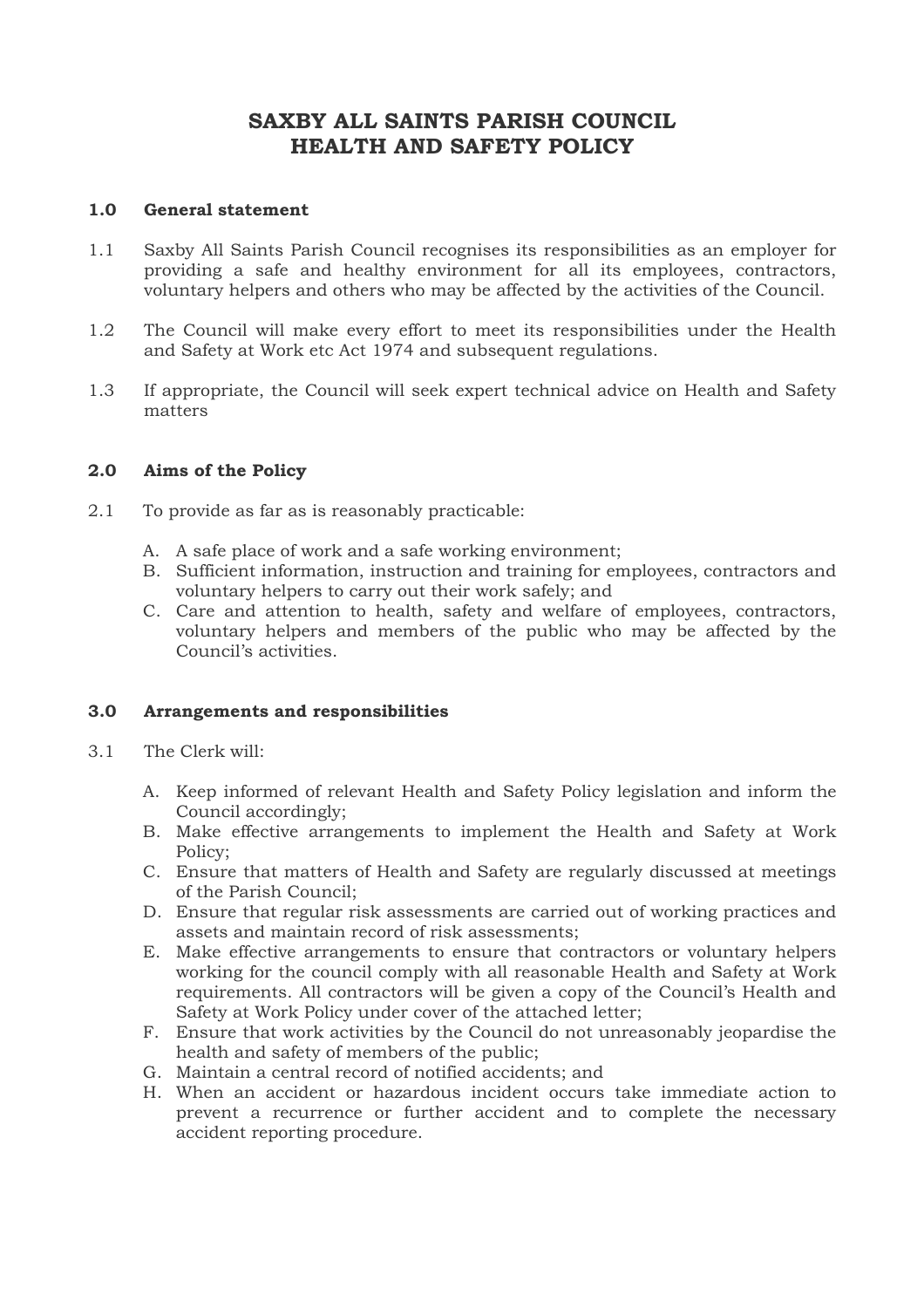# SAXBY ALL SAINTS PARISH COUNCIL
# HEALTH AND SAFETY POLICY

## 1.0 General statement

1.1 Saxby All Saints Parish Council recognises its responsibilities as an employer for providing a safe and healthy environment for all its employees, contractors, voluntary helpers and others who may be affected by the activities of the Council.

1.2 The Council will make every effort to meet its responsibilities under the Health and Safety at Work etc Act 1974 and subsequent regulations.

1.3 If appropriate, the Council will seek expert technical advice on Health and Safety matters

## 2.0 Aims of the Policy

2.1 To provide as far as is reasonably practicable:

A. A safe place of work and a safe working environment;
B. Sufficient information, instruction and training for employees, contractors and voluntary helpers to carry out their work safely; and
C. Care and attention to health, safety and welfare of employees, contractors, voluntary helpers and members of the public who may be affected by the Council's activities.

## 3.0 Arrangements and responsibilities

3.1 The Clerk will:

A. Keep informed of relevant Health and Safety Policy legislation and inform the Council accordingly;
B. Make effective arrangements to implement the Health and Safety at Work Policy;
C. Ensure that matters of Health and Safety are regularly discussed at meetings of the Parish Council;
D. Ensure that regular risk assessments are carried out of working practices and assets and maintain record of risk assessments;
E. Make effective arrangements to ensure that contractors or voluntary helpers working for the council comply with all reasonable Health and Safety at Work requirements. All contractors will be given a copy of the Council's Health and Safety at Work Policy under cover of the attached letter;
F. Ensure that work activities by the Council do not unreasonably jeopardise the health and safety of members of the public;
G. Maintain a central record of notified accidents; and
H. When an accident or hazardous incident occurs take immediate action to prevent a recurrence or further accident and to complete the necessary accident reporting procedure.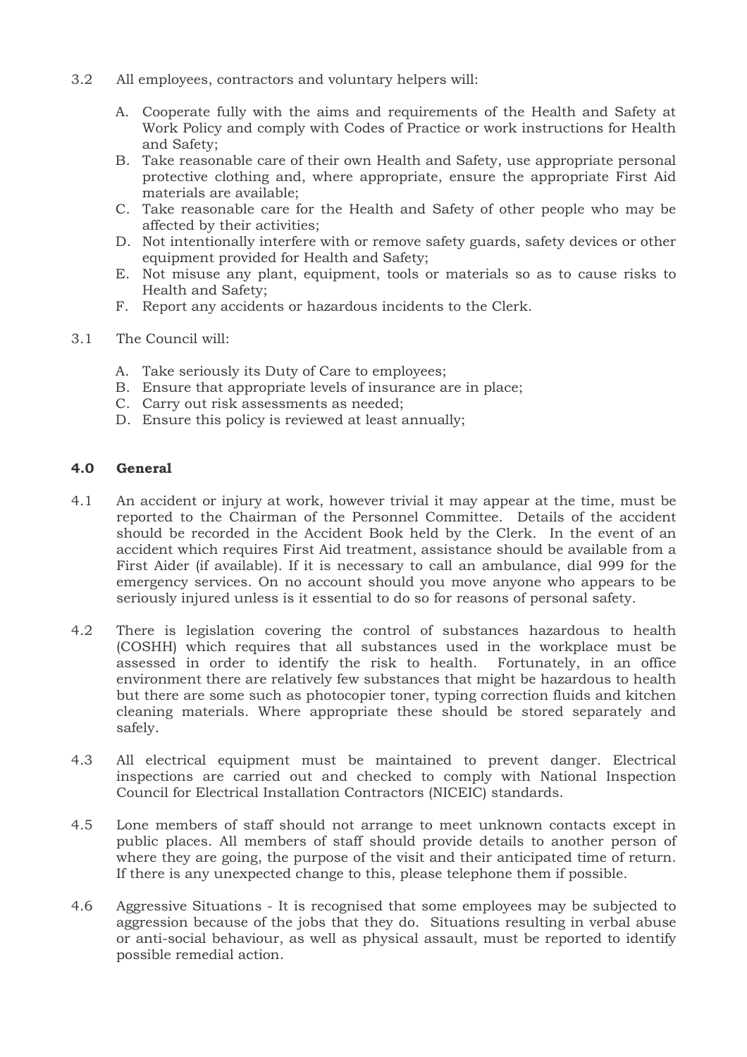3.2 All employees, contractors and voluntary helpers will:

A. Cooperate fully with the aims and requirements of the Health and Safety at Work Policy and comply with Codes of Practice or work instructions for Health and Safety;
B. Take reasonable care of their own Health and Safety, use appropriate personal protective clothing and, where appropriate, ensure the appropriate First Aid materials are available;
C. Take reasonable care for the Health and Safety of other people who may be affected by their activities;
D. Not intentionally interfere with or remove safety guards, safety devices or other equipment provided for Health and Safety;
E. Not misuse any plant, equipment, tools or materials so as to cause risks to Health and Safety;
F. Report any accidents or hazardous incidents to the Clerk.

3.1 The Council will:

A. Take seriously its Duty of Care to employees;
B. Ensure that appropriate levels of insurance are in place;
C. Carry out risk assessments as needed;
D. Ensure this policy is reviewed at least annually;

## 4.0 General

4.1 An accident or injury at work, however trivial it may appear at the time, must be reported to the Chairman of the Personnel Committee. Details of the accident should be recorded in the Accident Book held by the Clerk. In the event of an accident which requires First Aid treatment, assistance should be available from a First Aider (if available). If it is necessary to call an ambulance, dial 999 for the emergency services. On no account should you move anyone who appears to be seriously injured unless is it essential to do so for reasons of personal safety.

4.2 There is legislation covering the control of substances hazardous to health (COSHH) which requires that all substances used in the workplace must be assessed in order to identify the risk to health. Fortunately, in an office environment there are relatively few substances that might be hazardous to health but there are some such as photocopier toner, typing correction fluids and kitchen cleaning materials. Where appropriate these should be stored separately and safely.

4.3 All electrical equipment must be maintained to prevent danger. Electrical inspections are carried out and checked to comply with National Inspection Council for Electrical Installation Contractors (NICEIC) standards.

4.5 Lone members of staff should not arrange to meet unknown contacts except in public places. All members of staff should provide details to another person of where they are going, the purpose of the visit and their anticipated time of return. If there is any unexpected change to this, please telephone them if possible.

4.6 Aggressive Situations - It is recognised that some employees may be subjected to aggression because of the jobs that they do. Situations resulting in verbal abuse or anti-social behaviour, as well as physical assault, must be reported to identify possible remedial action.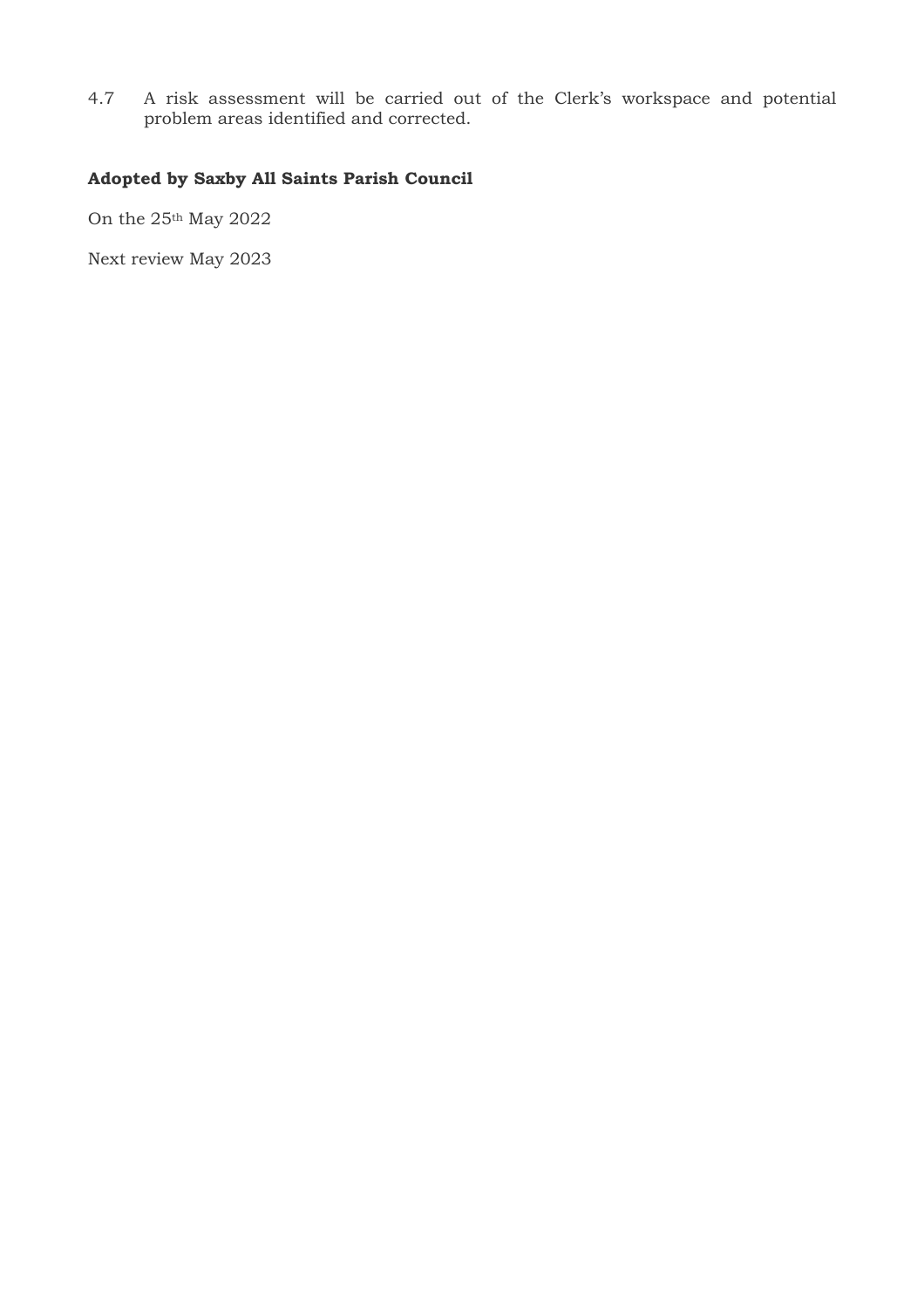4.7 A risk assessment will be carried out of the Clerk’s workspace and potential problem areas identified and corrected.

**Adopted by Saxby All Saints Parish Council**

On the 25th May 2022

Next review May 2023